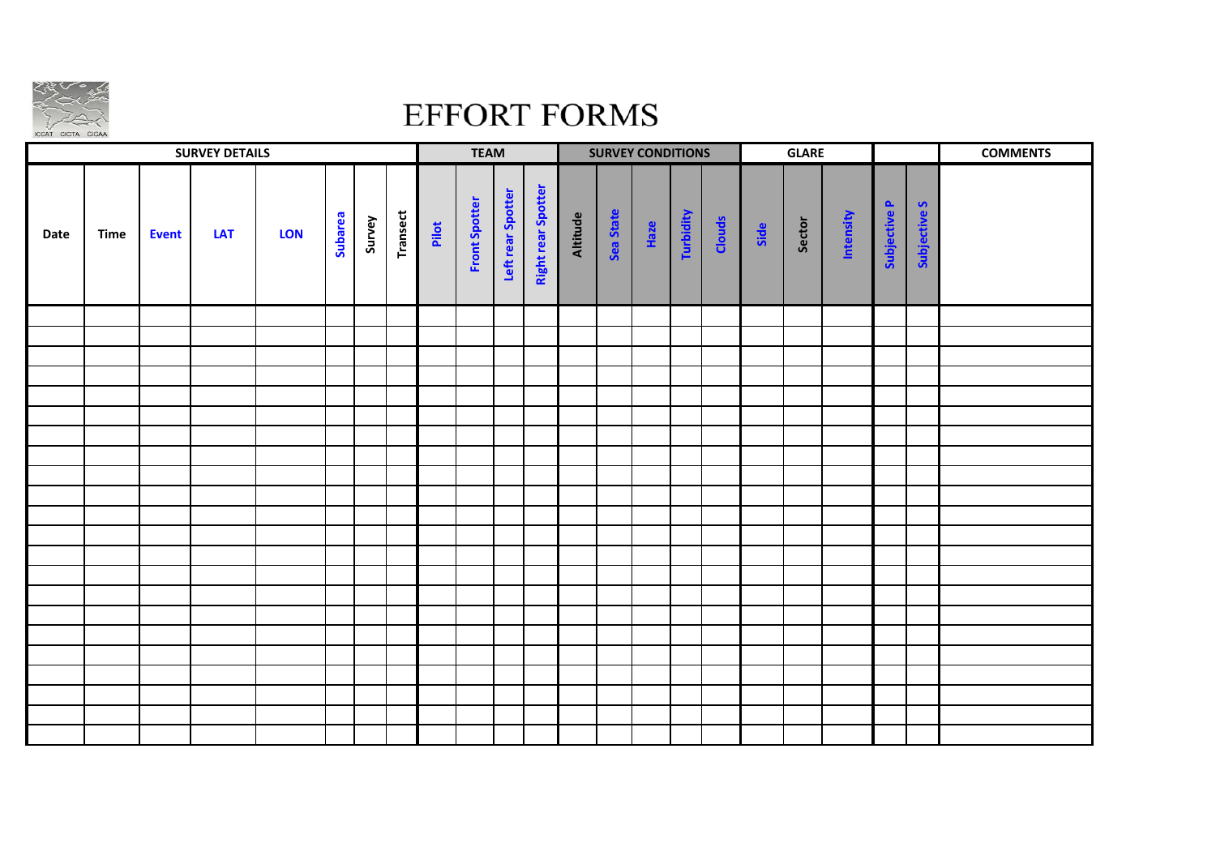ICCAT CICTA CICAA

# EFFORT FORMS

| SURVEY DETAILS | | | | | | | | TEAM | | | | SURVEY CONDITIONS | | | | | GLARE | | | | | COMMENTS |
|---|---|---|---|---|---|---|---|---|---|---|---|---|---|---|---|---|---|---|---|---|---|---|
| Date | Time | Event | LAT | LON | Subarea | Survey | Transect | Pilot | Front Spotter | Left rear Spotter | Right rear Spotter | Altitude | Sea State | Haze | Turbidity | Clouds | Side | Sector | Intensity | Subjective P | Subjective S | |
| | | | | | | | | | | | | | | | | | | | | | | |
| | | | | | | | | | | | | | | | | | | | | | | |
| | | | | | | | | | | | | | | | | | | | | | | |
| | | | | | | | | | | | | | | | | | | | | | | |
| | | | | | | | | | | | | | | | | | | | | | | |
| | | | | | | | | | | | | | | | | | | | | | | |
| | | | | | | | | | | | | | | | | | | | | | | |
| | | | | | | | | | | | | | | | | | | | | | | |
| | | | | | | | | | | | | | | | | | | | | | | |
| | | | | | | | | | | | | | | | | | | | | | | |
| | | | | | | | | | | | | | | | | | | | | | | |
| | | | | | | | | | | | | | | | | | | | | | | |
| | | | | | | | | | | | | | | | | | | | | | | |
| | | | | | | | | | | | | | | | | | | | | | | |
| | | | | | | | | | | | | | | | | | | | | | | |
| | | | | | | | | | | | | | | | | | | | | | | |
| | | | | | | | | | | | | | | | | | | | | | | |
| | | | | | | | | | | | | | | | | | | | | | | |
| | | | | | | | | | | | | | | | | | | | | | | |
| | | | | | | | | | | | | | | | | | | | | | | |
| | | | | | | | | | | | | | | | | | | | | | | |
| | | | | | | | | | | | | | | | | | | | | | | |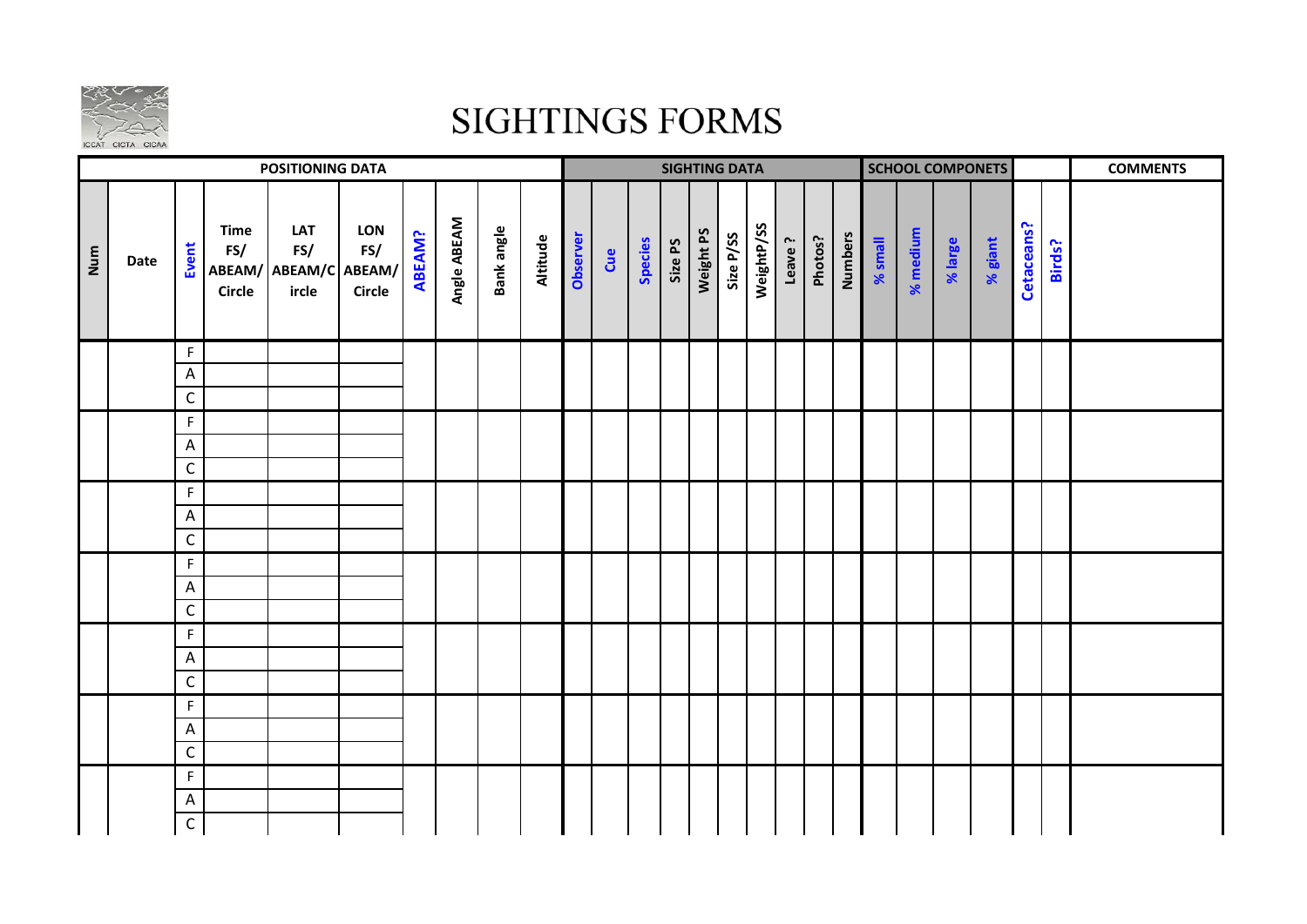# SIGHTINGS FORMS

| POSITIONING DATA | | | | | | | | | | SIGHTING DATA | | | | | | | | | | SCHOOL COMPONETS | | | | | | COMMENTS |
|---|---|---|---|---|---|---|---|---|---|---|---|---|---|---|---|---|---|---|---|---|---|---|---|---|---|---|
| Num | Date | Event | Time FS/ ABEAM/ Circle | LAT FS/ ABEAM/Circle | LON FS/ ABEAM/ Circle | ABEAM? | Angle ABEAM | Bank angle | Altitude | Observer | Cue | Species | Size PS | Weight PS | Size P/SS | WeightP/SS | Leave ? | Photos? | Numbers | % small | % medium | % large | % giant | Cetaceans? | Birds? | |
| | | F | | | | | | | | | | | | | | | | | | | | | | | | |
| | | A | | | | | | | | | | | | | | | | | | | | | | | | |
| | | C | | | | | | | | | | | | | | | | | | | | | | | | |
| | | F | | | | | | | | | | | | | | | | | | | | | | | | |
| | | A | | | | | | | | | | | | | | | | | | | | | | | | |
| | | C | | | | | | | | | | | | | | | | | | | | | | | | |
| | | F | | | | | | | | | | | | | | | | | | | | | | | | |
| | | A | | | | | | | | | | | | | | | | | | | | | | | | |
| | | C | | | | | | | | | | | | | | | | | | | | | | | | |
| | | F | | | | | | | | | | | | | | | | | | | | | | | | |
| | | A | | | | | | | | | | | | | | | | | | | | | | | | |
| | | C | | | | | | | | | | | | | | | | | | | | | | | | |
| | | F | | | | | | | | | | | | | | | | | | | | | | | | |
| | | A | | | | | | | | | | | | | | | | | | | | | | | | |
| | | C | | | | | | | | | | | | | | | | | | | | | | | | |
| | | F | | | | | | | | | | | | | | | | | | | | | | | | |
| | | A | | | | | | | | | | | | | | | | | | | | | | | | |
| | | C | | | | | | | | | | | | | | | | | | | | | | | | |
| | | F | | | | | | | | | | | | | | | | | | | | | | | | |
| | | A | | | | | | | | | | | | | | | | | | | | | | | | |
| | | C | | | | | | | | | | | | | | | | | | | | | | | | |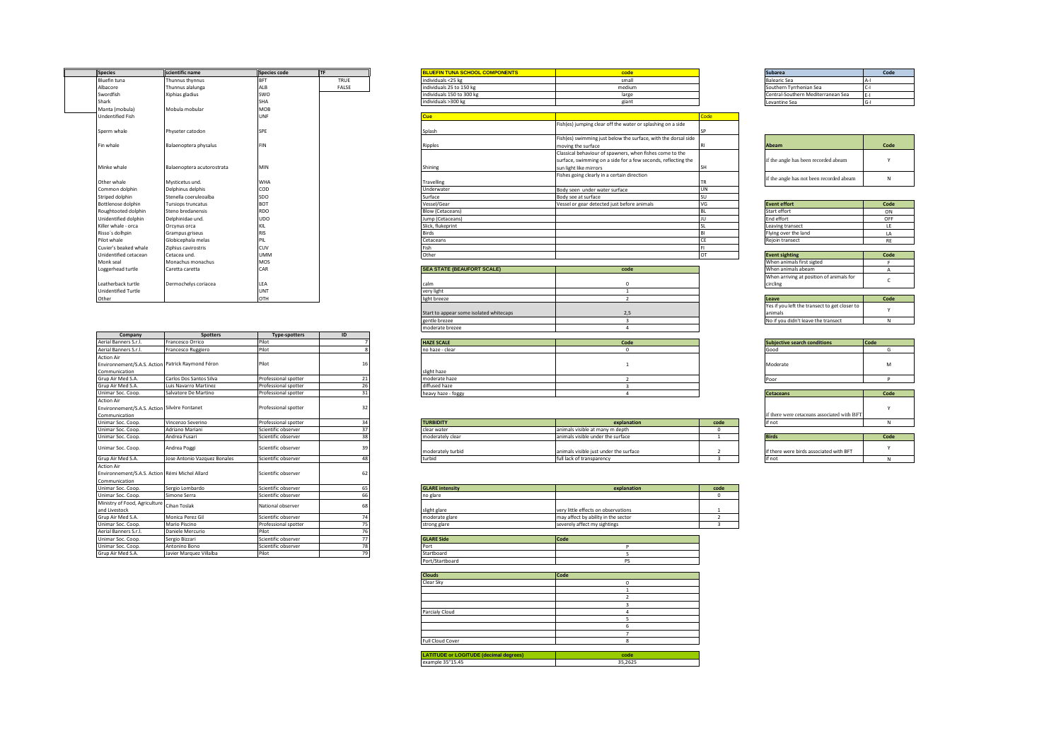| Species | scientific name | Species code | TF |
|---|---|---|---|
| Bluefin tuna | Thunnus thynnus | BFT | TRUE |
| Albacore | Thunnus alalunga | ALB | FALSE |
| Swordfish | Xiphias gladius | SWO | |
| Shark | | SHA | |
| Manta (mobula) | Mobula mobular | MOB | |
| Undentified Fish | | UNF | |
| Sperm whale | Physeter catodon | SPE | |
| Fin whale | Balaenoptera physalus | FIN | |
| Minke whale | Balaenoptera acutorostrata | MIN | |
| Other whale | Mysticetus und. | WHA | |
| Common dolphin | Delphinus delphis | COD | |
| Striped dolphin | Stenella coeruleoalba | SDO | |
| Bottlenose dolphin | Tursiops truncatus | BOT | |
| Roughtooted dolphin | Steno bredanensis | RDO | |
| Unidentified dolphin | Delphinidae und. | UDO | |
| Killer whale - orca | Orcynus orca | KIL | |
| Risso´s dolhpin | Grampus griseus | RIS | |
| Pilot whale | Globicephala melas | PIL | |
| Cuvier's beaked whale | Ziphius cavirostris | CUV | |
| Unidentified cetacean | Cetacea und. | UMM | |
| Monk seal | Monachus monachus | MOS | |
| Loggerhead turtle | Caretta caretta | CAR | |
| Leatherback turtle | Dermochelys coriacea | LEA | |
| Unidentified Turtle | | UNT | |
| Other | | OTH | |

| Company | Spotters | Type-spotters | ID |
|---|---|---|---|
| Aerial Banners S.r.l. | Francesco Orrico | Pilot | 7 |
| Aerial Banners S.r.l. | Francesco Ruggiero | Pilot | 8 |
| Action Air Environnement/S.A.S. Action Communication | Patrick Raymond Féron | Pilot | 16 |
| Grup Air Med S.A. | Carlos Dos Santos Silva | Professional spotter | 21 |
| Grup Air Med S.A. | Luis Navarro Martinez | Professional spotter | 26 |
| Unimar Soc. Coop. | Salvatore De Martino | Professional spotter | 31 |
| Action Air Environnement/S.A.S. Action Communication | Silvère Fontanet | Professional spotter | 32 |
| Unimar Soc. Coop. | Vincenzo Severino | Professional spotter | 34 |
| Unimar Soc. Coop. | Adriano Mariani | Scientific observer | 37 |
| Unimar Soc. Coop. | Andrea Fusari | Scientific observer | 38 |
| Unimar Soc. Coop. | Andrea Poggi | Scientific observer | 39 |
| Grup Air Med S.A. | Jose Antonio Vazquez Bonales | Scientific observer | 48 |
| Action Air Environnement/S.A.S. Action Communication | Rémi Michel Allard | Scientific observer | 62 |
| Unimar Soc. Coop. | Sergio Lombardo | Scientific observer | 65 |
| Unimar Soc. Coop. | Simone Serra | Scientific observer | 66 |
| Ministry of Food, Agriculture and Livestock | Cihan Toslak | National observer | 68 |
| Grup Air Med S.A. | Monica Perez Gil | Scientific observer | 74 |
| Unimar Soc. Coop. | Mario Piscino | Professional spotter | 75 |
| Aerial Banners S.r.l. | Daniele Mercurio | Pilot | 76 |
| Unimar Soc. Coop. | Sergio Bizzari | Scientific observer | 77 |
| Unimar Soc. Coop. | Antonino Bono | Scientific observer | 78 |
| Grup Air Med S.A. | Javier Marquez Villalba | Pilot | 79 |

| BLUEFIN TUNA SCHOOL COMPONENTS | code |
|---|---|
| individuals <25 kg | small |
| individuals 25 to 150 kg | medium |
| individuals 150 to 300 kg | large |
| individuals >300 kg | giant |

| Cue | | Code |
|---|---|---|
| Splash | Fish(es) jumping clear off the water or splashing on a side | SP |
| Ripples | Fish(es) swimming just below the surface, with the dorsal side moving the surface | RI |
| Shining | Classical behaviour of spawners, when fishes come to the surface, swimming on a side for a few seconds, reflecting the sun light like mirrors | SH |
| Travelling | Fishes going clearly in a certain direction | TR |
| Underwater | Body seen under water surface | UN |
| Surface | Body see at surface | SU |
| Vessel/Gear | Vessel or gear detected just before animals | VG |
| Blow (Cetaceans) | | BL |
| Jump (Cetaceans) | | JU |
| Slick, flukeprint | | SL |
| Birds | | BI |
| Cetaceans | | CE |
| Fish | | FI |
| Other | | OT |

| SEA STATE (BEAUFORT SCALE) | code |
|---|---|
| calm | 0 |
| very light | 1 |
| light breeze | 2 |
| Start to appear some isolated whitecaps | 2,5 |
| gentle breeze | 3 |
| moderate breeze | 4 |

| HAZE SCALE | Code |
|---|---|
| no haze - clear | 0 |
| slight haze | 1 |
| moderate haze | 2 |
| diffused haze | 3 |
| heavy haze - foggy | 4 |

| TURBIDITY | explanation | code |
|---|---|---|
| clear water | animals visible at many m depth | 0 |
| moderately clear | animals visible under the surface | 1 |
| moderately turbid | animals visible just under the surface | 2 |
| turbid | full lack of transparency | 3 |

| GLARE intensity | explanation | code |
|---|---|---|
| no glare | | 0 |
| slight glare | very little effects on observations | 1 |
| moderate glare | may affect by ability in the sector | 2 |
| strong glare | severely affect my sightings | 3 |

| GLARE Side | Code |
|---|---|
| Port | P |
| Startboard | S |
| Port/Startboard | PS |

| Clouds | Code |
|---|---|
| Clear Sky | 0 |
| | 1 |
| | 2 |
| | 3 |
| Parcialy Cloud | 4 |
| | 5 |
| | 6 |
| | 7 |
| Full Cloud Cover | 8 |

| LATITUDE or LOGITUDE (decimal degrees) | code |
|---|---|
| example 35°15.45 | 35,2625 |

| Subarea | Code |
|---|---|
| Balearic Sea | A-I |
| Southern Tyrrhenian Sea | C-I |
| Central-Southern Mediterranean Sea | E-I |
| Levantine Sea | G-I |

| Abeam | Code |
|---|---|
| if the angle has been recorded abeam | Y |
| if the angle has not been recorded abeam | N |

| Event effort | Code |
|---|---|
| Start effort | ON |
| End effort | OFF |
| Leaving transect | LE |
| Flying over the land | LA |
| Rejoin transect | RE |

| Event sighting | Code |
|---|---|
| When animals first sigted | F |
| When animals abeam | A |
| When arriving at position of animals for circling | C |

| Leave | Code |
|---|---|
| Yes if you left the transect to get closer to animals | Y |
| No if you didn't leave the transect | N |

| Subjective search conditions | Code |
|---|---|
| Good | G |
| Moderate | M |
| Poor | P |

| Cetaceans | Code |
|---|---|
| if there were cetaceans associated with BFT | Y |
| if not | N |

| Birds | Code |
|---|---|
| if there were birds associated with BFT | Y |
| if not | N |